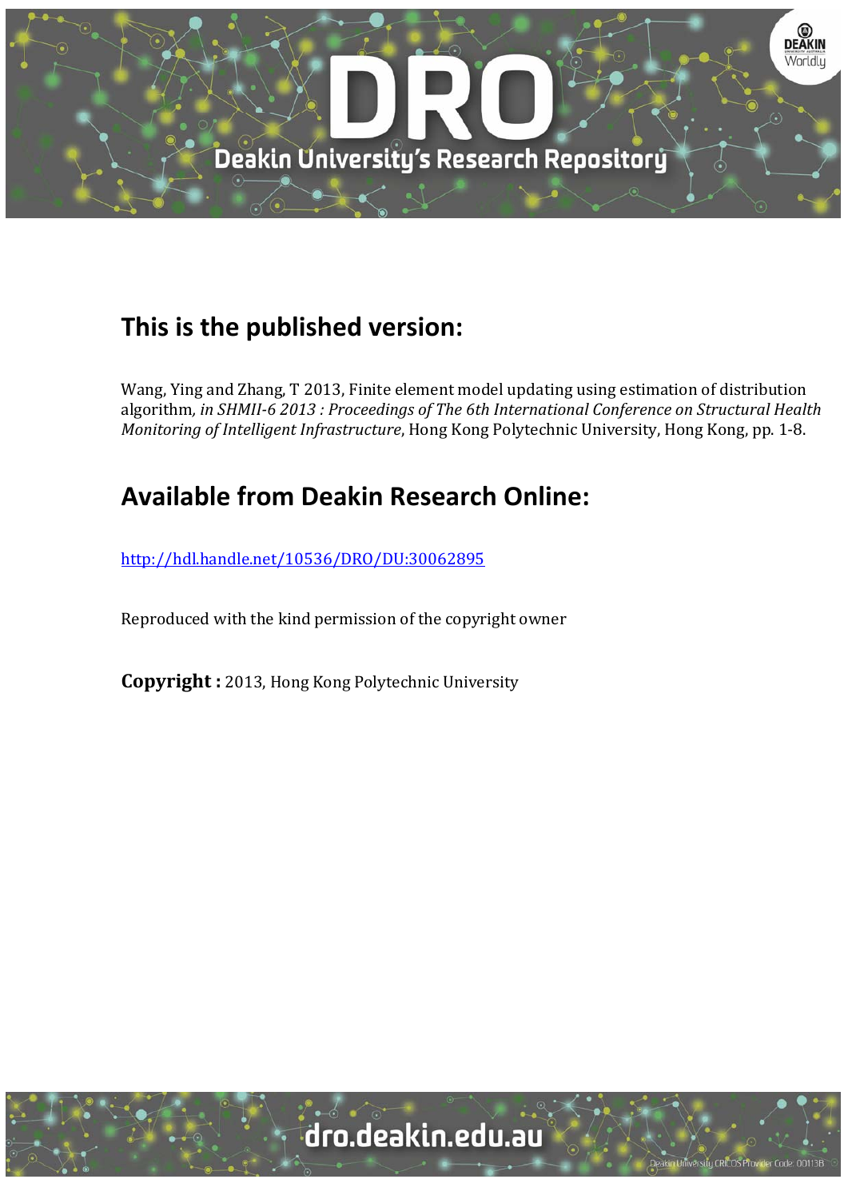## This is the published version:

Wang, Ying and Zhang, T 2013, Finite element model updating using estimation of distribution algorithm*, in SHMII-6 2013 : Proceedings of The 6th International Conference on Structural Health Monitoring of Intelligent Infrastructure*, Hong Kong Polytechnic University, Hong Kong, pp. 1-8.

## Available from Deakin Research Online:

http://hdl.handle.net/10536/DRO/DU:30062895

Reproduced with the kind permission of the copyright owner

**Copyright :** 2013, Hong Kong Polytechnic University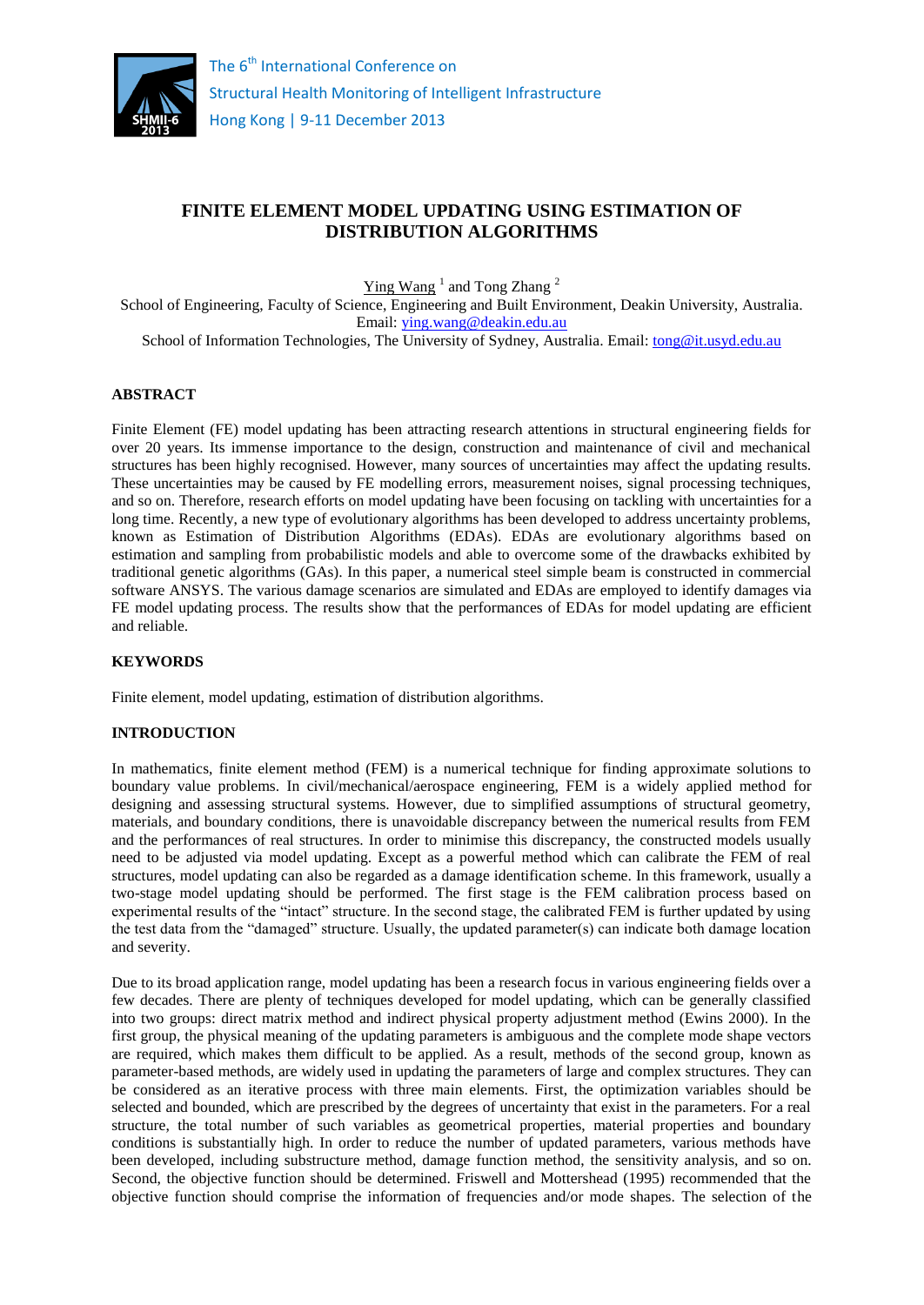# FINITE ELEMENT MODEL UPDATING USING ESTIMATION OF DISTRIBUTION ALGORITHMS

Ying Wang [1] and Tong Zhang [2]

School of Engineering, Faculty of Science, Engineering and Built Environment, Deakin University, Australia. Email: ying.wang@deakin.edu.au

School of Information Technologies, The University of Sydney, Australia. Email: tong@it.usyd.edu.au

## ABSTRACT

Finite Element (FE) model updating has been attracting research attentions in structural engineering fields for over 20 years. Its immense importance to the design, construction and maintenance of civil and mechanical structures has been highly recognised. However, many sources of uncertainties may affect the updating results. These uncertainties may be caused by FE modelling errors, measurement noises, signal processing techniques, and so on. Therefore, research efforts on model updating have been focusing on tackling with uncertainties for a long time. Recently, a new type of evolutionary algorithms has been developed to address uncertainty problems, known as Estimation of Distribution Algorithms (EDAs). EDAs are evolutionary algorithms based on estimation and sampling from probabilistic models and able to overcome some of the drawbacks exhibited by traditional genetic algorithms (GAs). In this paper, a numerical steel simple beam is constructed in commercial software ANSYS. The various damage scenarios are simulated and EDAs are employed to identify damages via FE model updating process. The results show that the performances of EDAs for model updating are efficient and reliable.

## KEYWORDS

Finite element, model updating, estimation of distribution algorithms.

## INTRODUCTION

In mathematics, finite element method (FEM) is a numerical technique for finding approximate solutions to boundary value problems. In civil/mechanical/aerospace engineering, FEM is a widely applied method for designing and assessing structural systems. However, due to simplified assumptions of structural geometry, materials, and boundary conditions, there is unavoidable discrepancy between the numerical results from FEM and the performances of real structures. In order to minimise this discrepancy, the constructed models usually need to be adjusted via model updating. Except as a powerful method which can calibrate the FEM of real structures, model updating can also be regarded as a damage identification scheme. In this framework, usually a two-stage model updating should be performed. The first stage is the FEM calibration process based on experimental results of the "intact" structure. In the second stage, the calibrated FEM is further updated by using the test data from the "damaged" structure. Usually, the updated parameter(s) can indicate both damage location and severity.

Due to its broad application range, model updating has been a research focus in various engineering fields over a few decades. There are plenty of techniques developed for model updating, which can be generally classified into two groups: direct matrix method and indirect physical property adjustment method (Ewins 2000). In the first group, the physical meaning of the updating parameters is ambiguous and the complete mode shape vectors are required, which makes them difficult to be applied. As a result, methods of the second group, known as parameter-based methods, are widely used in updating the parameters of large and complex structures. They can be considered as an iterative process with three main elements. First, the optimization variables should be selected and bounded, which are prescribed by the degrees of uncertainty that exist in the parameters. For a real structure, the total number of such variables as geometrical properties, material properties and boundary conditions is substantially high. In order to reduce the number of updated parameters, various methods have been developed, including substructure method, damage function method, the sensitivity analysis, and so on. Second, the objective function should be determined. Friswell and Mottershead (1995) recommended that the objective function should comprise the information of frequencies and/or mode shapes. The selection of the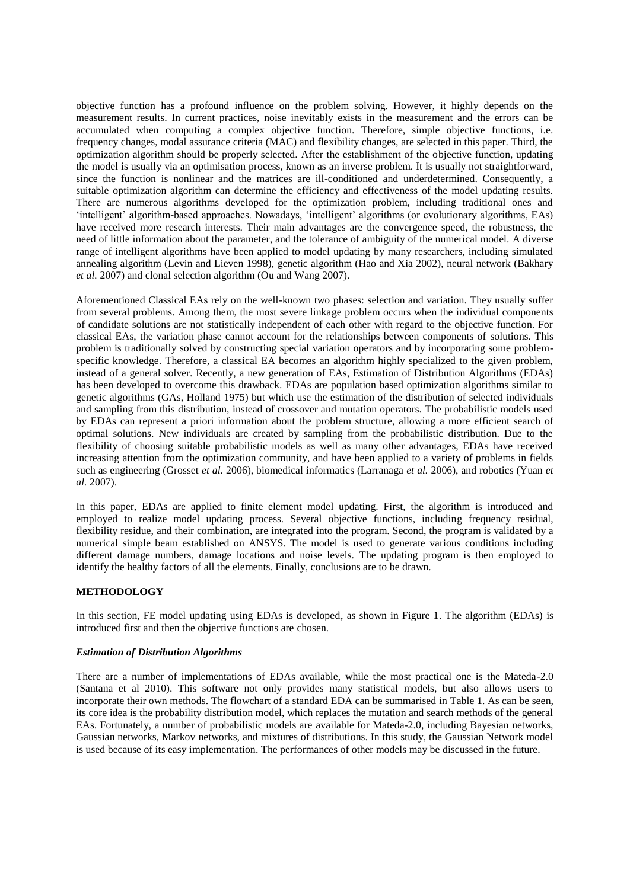objective function has a profound influence on the problem solving. However, it highly depends on the measurement results. In current practices, noise inevitably exists in the measurement and the errors can be accumulated when computing a complex objective function. Therefore, simple objective functions, i.e. frequency changes, modal assurance criteria (MAC) and flexibility changes, are selected in this paper. Third, the optimization algorithm should be properly selected. After the establishment of the objective function, updating the model is usually via an optimisation process, known as an inverse problem. It is usually not straightforward, since the function is nonlinear and the matrices are ill-conditioned and underdetermined. Consequently, a suitable optimization algorithm can determine the efficiency and effectiveness of the model updating results. There are numerous algorithms developed for the optimization problem, including traditional ones and 'intelligent' algorithm-based approaches. Nowadays, 'intelligent' algorithms (or evolutionary algorithms, EAs) have received more research interests. Their main advantages are the convergence speed, the robustness, the need of little information about the parameter, and the tolerance of ambiguity of the numerical model. A diverse range of intelligent algorithms have been applied to model updating by many researchers, including simulated annealing algorithm (Levin and Lieven 1998), genetic algorithm (Hao and Xia 2002), neural network (Bakhary *et al.* 2007) and clonal selection algorithm (Ou and Wang 2007).

Aforementioned Classical EAs rely on the well-known two phases: selection and variation. They usually suffer from several problems. Among them, the most severe linkage problem occurs when the individual components of candidate solutions are not statistically independent of each other with regard to the objective function. For classical EAs, the variation phase cannot account for the relationships between components of solutions. This problem is traditionally solved by constructing special variation operators and by incorporating some problem-specific knowledge. Therefore, a classical EA becomes an algorithm highly specialized to the given problem, instead of a general solver. Recently, a new generation of EAs, Estimation of Distribution Algorithms (EDAs) has been developed to overcome this drawback. EDAs are population based optimization algorithms similar to genetic algorithms (GAs, Holland 1975) but which use the estimation of the distribution of selected individuals and sampling from this distribution, instead of crossover and mutation operators. The probabilistic models used by EDAs can represent a priori information about the problem structure, allowing a more efficient search of optimal solutions. New individuals are created by sampling from the probabilistic distribution. Due to the flexibility of choosing suitable probabilistic models as well as many other advantages, EDAs have received increasing attention from the optimization community, and have been applied to a variety of problems in fields such as engineering (Grosset *et al.* 2006), biomedical informatics (Larranaga *et al.* 2006), and robotics (Yuan *et al.* 2007).

In this paper, EDAs are applied to finite element model updating. First, the algorithm is introduced and employed to realize model updating process. Several objective functions, including frequency residual, flexibility residue, and their combination, are integrated into the program. Second, the program is validated by a numerical simple beam established on ANSYS. The model is used to generate various conditions including different damage numbers, damage locations and noise levels. The updating program is then employed to identify the healthy factors of all the elements. Finally, conclusions are to be drawn.

## METHODOLOGY

In this section, FE model updating using EDAs is developed, as shown in Figure 1. The algorithm (EDAs) is introduced first and then the objective functions are chosen.

### *Estimation of Distribution Algorithms*

There are a number of implementations of EDAs available, while the most practical one is the Mateda-2.0 (Santana et al 2010). This software not only provides many statistical models, but also allows users to incorporate their own methods. The flowchart of a standard EDA can be summarised in Table 1. As can be seen, its core idea is the probability distribution model, which replaces the mutation and search methods of the general EAs. Fortunately, a number of probabilistic models are available for Mateda-2.0, including Bayesian networks, Gaussian networks, Markov networks, and mixtures of distributions. In this study, the Gaussian Network model is used because of its easy implementation. The performances of other models may be discussed in the future.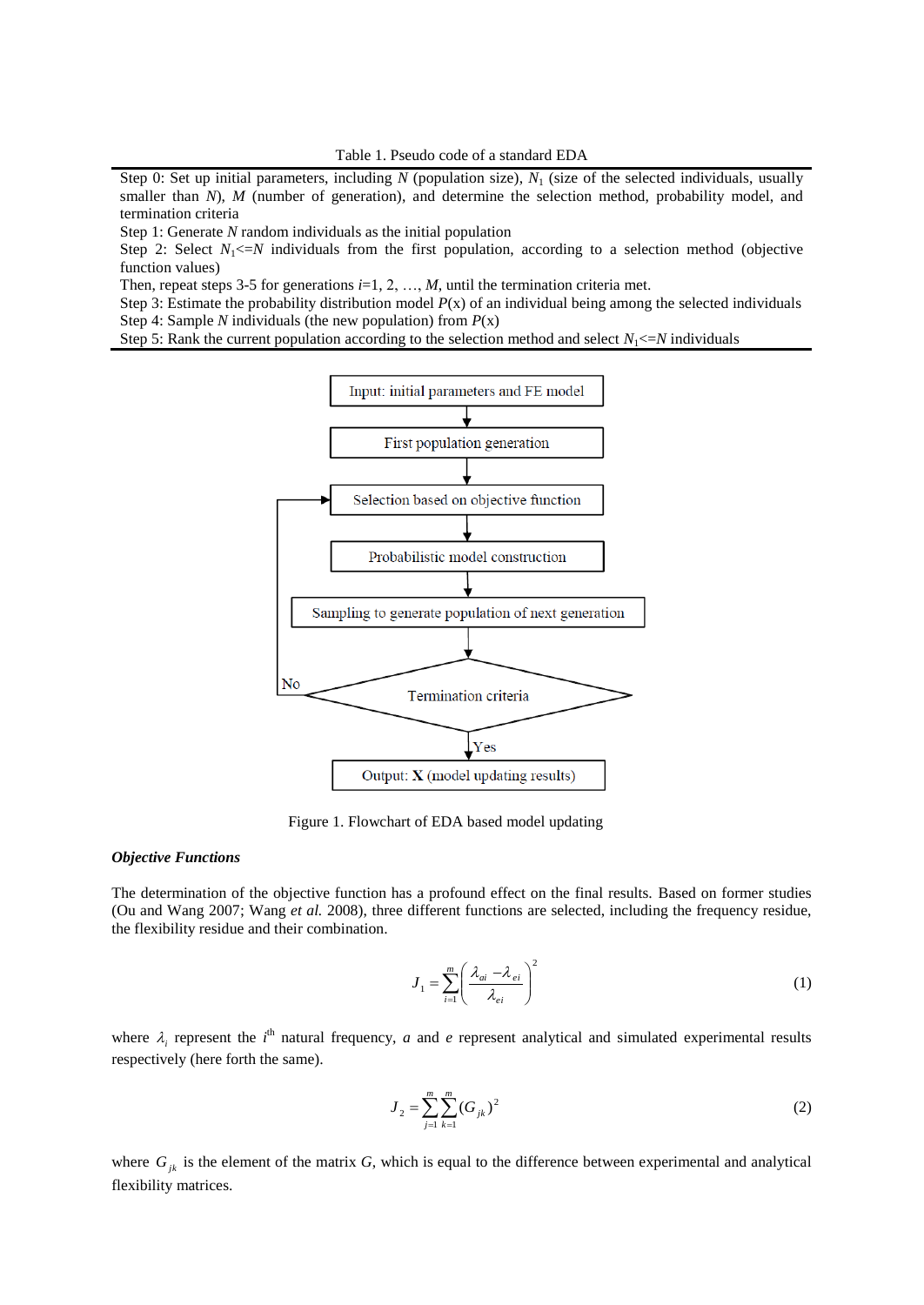Table 1. Pseudo code of a standard EDA

| |
|---|
| Step 0: Set up initial parameters, including $N$ (population size), $N_1$ (size of the selected individuals, usually smaller than $N$), $M$ (number of generation), and determine the selection method, probability model, and termination criteria |
| Step 1: Generate $N$ random individuals as the initial population |
| Step 2: Select $N_1$<=$N$ individuals from the first population, according to a selection method (objective function values) |
| Then, repeat steps 3-5 for generations $i$=1, 2, …, $M$, until the termination criteria met. |
| Step 3: Estimate the probability distribution model $P$(x) of an individual being among the selected individuals |
| Step 4: Sample $N$ individuals (the new population) from $P$(x) |
| Step 5: Rank the current population according to the selection method and select $N_1$<=$N$ individuals |

Input: initial parameters and FE model → First population generation → Selection based on objective function → Probabilistic model construction → Sampling to generate population of next generation → Termination criteria (No: back to Selection based on objective function; Yes: Output: **X** (model updating results))

Figure 1. Flowchart of EDA based model updating

***Objective Functions***

The determination of the objective function has a profound effect on the final results. Based on former studies (Ou and Wang 2007; Wang *et al.* 2008), three different functions are selected, including the frequency residue, the flexibility residue and their combination.

$$J_1 = \sum_{i=1}^{m} \left( \frac{\lambda_{ai} - \lambda_{ei}}{\lambda_{ei}} \right)^2 \tag{1}$$

where $\lambda_i$ represent the $i^{th}$ natural frequency, $a$ and $e$ represent analytical and simulated experimental results respectively (here forth the same).

$$J_2 = \sum_{j=1}^{m} \sum_{k=1}^{m} (G_{jk})^2 \tag{2}$$

where $G_{jk}$ is the element of the matrix $G$, which is equal to the difference between experimental and analytical flexibility matrices.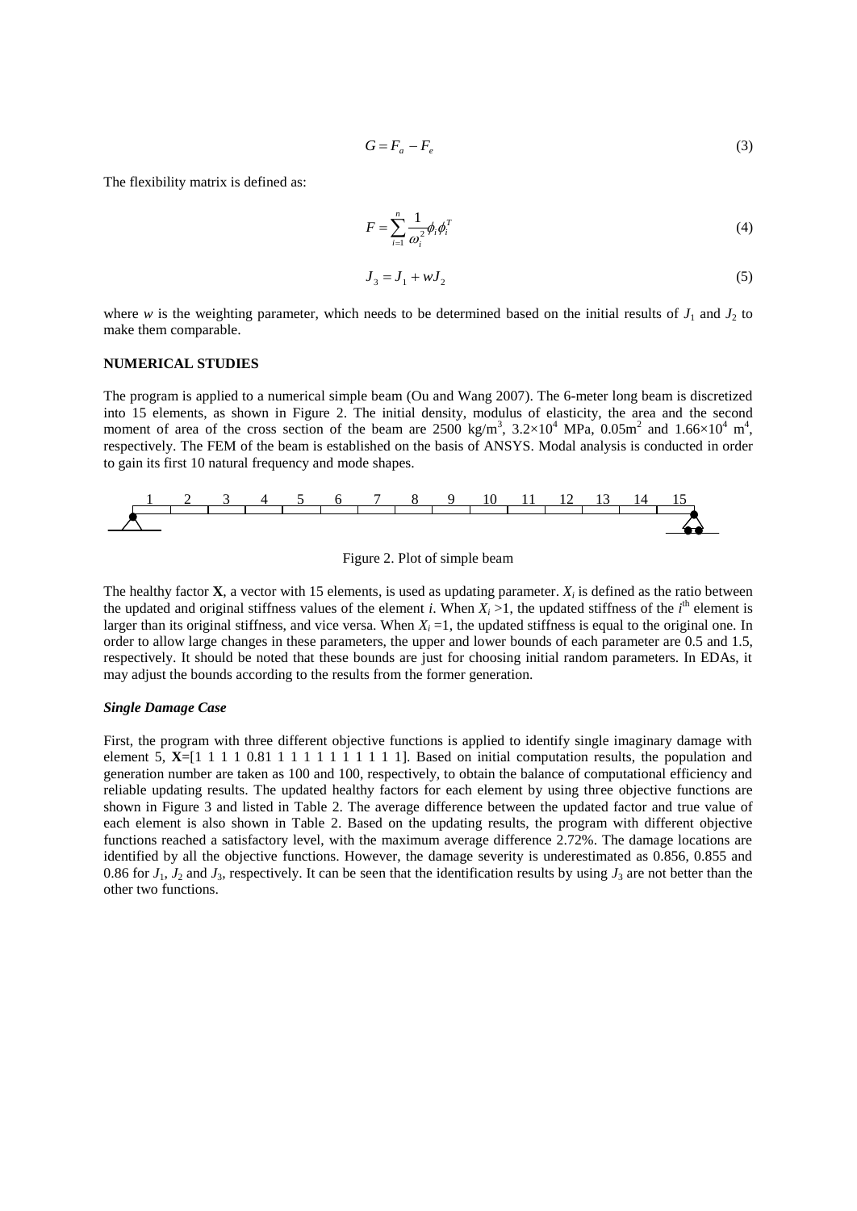$$G = F_a - F_e \tag{3}$$

The flexibility matrix is defined as:

$$F = \sum_{i=1}^{n} \frac{1}{\omega_i^2} \phi_i \phi_i^T \tag{4}$$

$$J_3 = J_1 + wJ_2 \tag{5}$$

where $w$ is the weighting parameter, which needs to be determined based on the initial results of $J_1$ and $J_2$ to make them comparable.

## NUMERICAL STUDIES

The program is applied to a numerical simple beam (Ou and Wang 2007). The 6-meter long beam is discretized into 15 elements, as shown in Figure 2. The initial density, modulus of elasticity, the area and the second moment of area of the cross section of the beam are 2500 kg/m$^3$, $3.2\times10^4$ MPa, 0.05m$^2$ and $1.66\times10^4$ m$^4$, respectively. The FEM of the beam is established on the basis of ANSYS. Modal analysis is conducted in order to gain its first 10 natural frequency and mode shapes.

Figure 2. Plot of simple beam

The healthy factor **X**, a vector with 15 elements, is used as updating parameter. $X_i$ is defined as the ratio between the updated and original stiffness values of the element $i$. When $X_i > 1$, the updated stiffness of the $i^{\text{th}}$ element is larger than its original stiffness, and vice versa. When $X_i = 1$, the updated stiffness is equal to the original one. In order to allow large changes in these parameters, the upper and lower bounds of each parameter are 0.5 and 1.5, respectively. It should be noted that these bounds are just for choosing initial random parameters. In EDAs, it may adjust the bounds according to the results from the former generation.

### *Single Damage Case*

First, the program with three different objective functions is applied to identify single imaginary damage with element 5, **X**=[1 1 1 1 0.81 1 1 1 1 1 1 1 1 1 1]. Based on initial computation results, the population and generation number are taken as 100 and 100, respectively, to obtain the balance of computational efficiency and reliable updating results. The updated healthy factors for each element by using three objective functions are shown in Figure 3 and listed in Table 2. The average difference between the updated factor and true value of each element is also shown in Table 2. Based on the updating results, the program with different objective functions reached a satisfactory level, with the maximum average difference 2.72%. The damage locations are identified by all the objective functions. However, the damage severity is underestimated as 0.856, 0.855 and 0.86 for $J_1$, $J_2$ and $J_3$, respectively. It can be seen that the identification results by using $J_3$ are not better than the other two functions.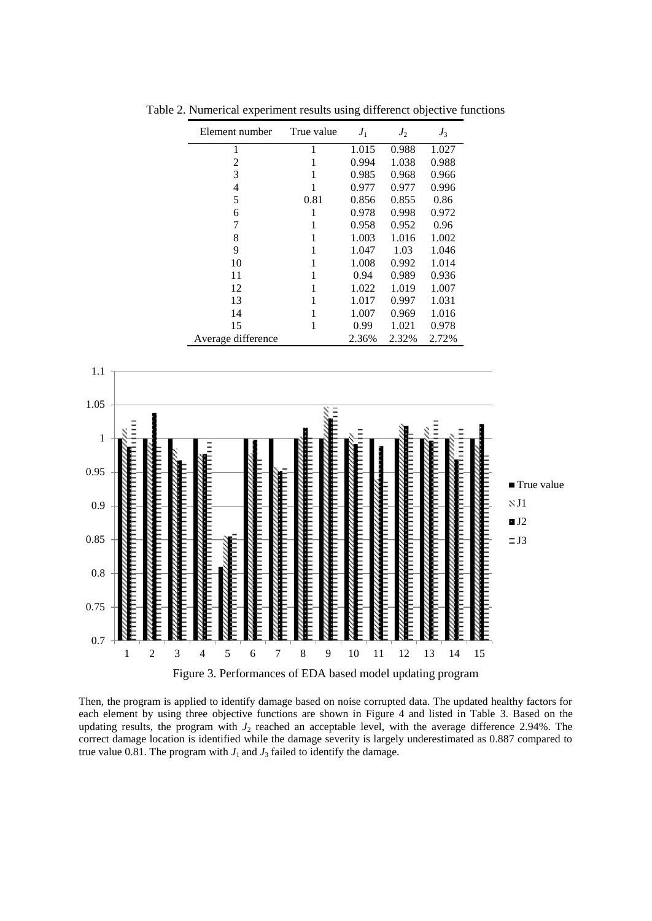Table 2. Numerical experiment results using differenct objective functions

| Element number | True value | $J_1$ | $J_2$ | $J_3$ |
|---|---|---|---|---|
| 1 | 1 | 1.015 | 0.988 | 1.027 |
| 2 | 1 | 0.994 | 1.038 | 0.988 |
| 3 | 1 | 0.985 | 0.968 | 0.966 |
| 4 | 1 | 0.977 | 0.977 | 0.996 |
| 5 | 0.81 | 0.856 | 0.855 | 0.86 |
| 6 | 1 | 0.978 | 0.998 | 0.972 |
| 7 | 1 | 0.958 | 0.952 | 0.96 |
| 8 | 1 | 1.003 | 1.016 | 1.002 |
| 9 | 1 | 1.047 | 1.03 | 1.046 |
| 10 | 1 | 1.008 | 0.992 | 1.014 |
| 11 | 1 | 0.94 | 0.989 | 0.936 |
| 12 | 1 | 1.022 | 1.019 | 1.007 |
| 13 | 1 | 1.017 | 0.997 | 1.031 |
| 14 | 1 | 1.007 | 0.969 | 1.016 |
| 15 | 1 | 0.99 | 1.021 | 0.978 |
| Average difference | | 2.36% | 2.32% | 2.72% |

Figure 3. Performances of EDA based model updating program

Then, the program is applied to identify damage based on noise corrupted data. The updated healthy factors for each element by using three objective functions are shown in Figure 4 and listed in Table 3. Based on the updating results, the program with $J_2$ reached an acceptable level, with the average difference 2.94%. The correct damage location is identified while the damage severity is largely underestimated as 0.887 compared to true value 0.81. The program with $J_1$ and $J_3$ failed to identify the damage.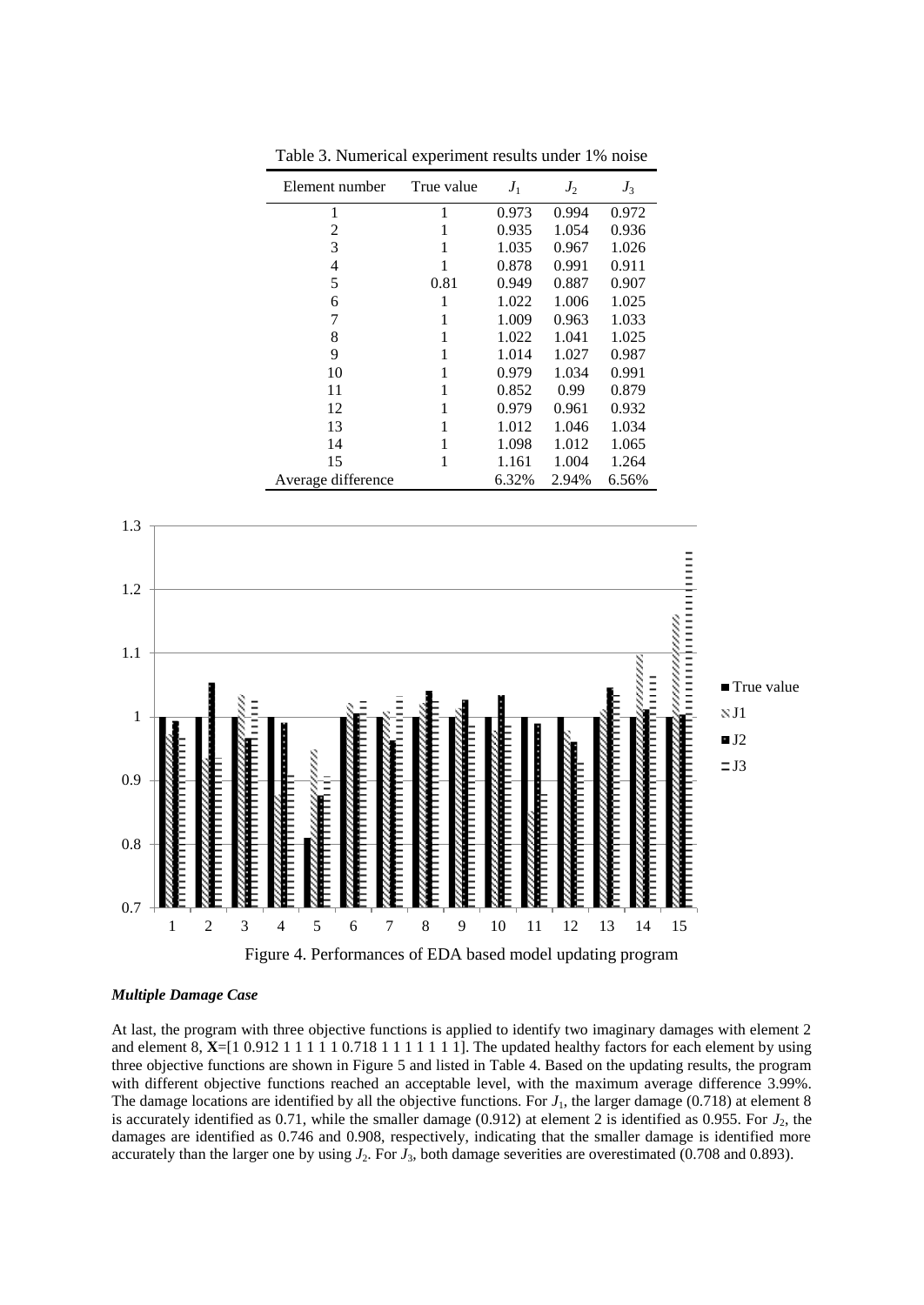Table 3. Numerical experiment results under 1% noise

| Element number | True value | $J_1$ | $J_2$ | $J_3$ |
|---|---|---|---|---|
| 1 | 1 | 0.973 | 0.994 | 0.972 |
| 2 | 1 | 0.935 | 1.054 | 0.936 |
| 3 | 1 | 1.035 | 0.967 | 1.026 |
| 4 | 1 | 0.878 | 0.991 | 0.911 |
| 5 | 0.81 | 0.949 | 0.887 | 0.907 |
| 6 | 1 | 1.022 | 1.006 | 1.025 |
| 7 | 1 | 1.009 | 0.963 | 1.033 |
| 8 | 1 | 1.022 | 1.041 | 1.025 |
| 9 | 1 | 1.014 | 1.027 | 0.987 |
| 10 | 1 | 0.979 | 1.034 | 0.991 |
| 11 | 1 | 0.852 | 0.99 | 0.879 |
| 12 | 1 | 0.979 | 0.961 | 0.932 |
| 13 | 1 | 1.012 | 1.046 | 1.034 |
| 14 | 1 | 1.098 | 1.012 | 1.065 |
| 15 | 1 | 1.161 | 1.004 | 1.264 |
| Average difference | | 6.32% | 2.94% | 6.56% |

Figure 4. Performances of EDA based model updating program

***Multiple Damage Case***

At last, the program with three objective functions is applied to identify two imaginary damages with element 2 and element 8, **X**=[1 0.912 1 1 1 1 1 0.718 1 1 1 1 1 1 1]. The updated healthy factors for each element by using three objective functions are shown in Figure 5 and listed in Table 4. Based on the updating results, the program with different objective functions reached an acceptable level, with the maximum average difference 3.99%. The damage locations are identified by all the objective functions. For $J_1$, the larger damage (0.718) at element 8 is accurately identified as 0.71, while the smaller damage (0.912) at element 2 is identified as 0.955. For $J_2$, the damages are identified as 0.746 and 0.908, respectively, indicating that the smaller damage is identified more accurately than the larger one by using $J_2$. For $J_3$, both damage severities are overestimated (0.708 and 0.893).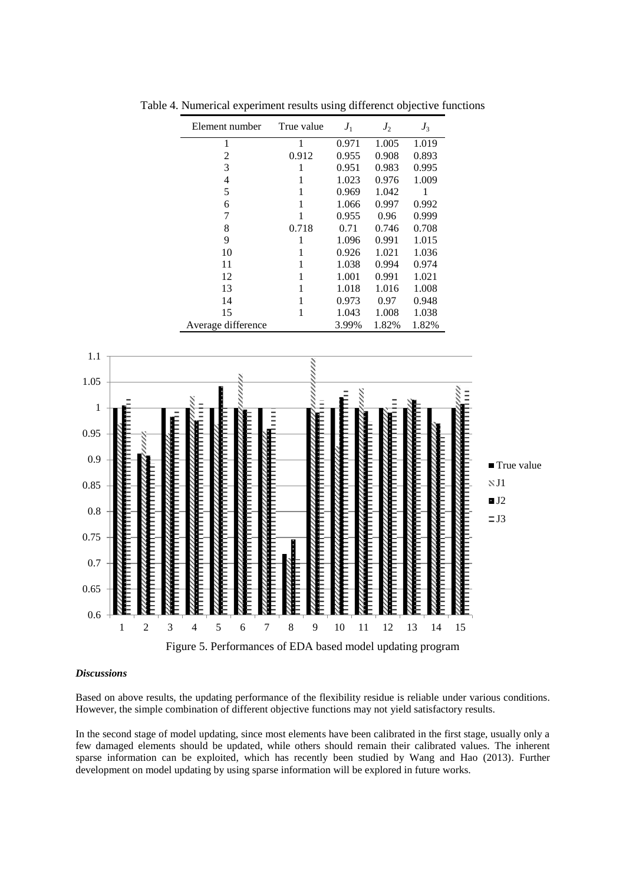Table 4. Numerical experiment results using differenct objective functions

| Element number | True value | $J_1$ | $J_2$ | $J_3$ |
|---|---|---|---|---|
| 1 | 1 | 0.971 | 1.005 | 1.019 |
| 2 | 0.912 | 0.955 | 0.908 | 0.893 |
| 3 | 1 | 0.951 | 0.983 | 0.995 |
| 4 | 1 | 1.023 | 0.976 | 1.009 |
| 5 | 1 | 0.969 | 1.042 | 1 |
| 6 | 1 | 1.066 | 0.997 | 0.992 |
| 7 | 1 | 0.955 | 0.96 | 0.999 |
| 8 | 0.718 | 0.71 | 0.746 | 0.708 |
| 9 | 1 | 1.096 | 0.991 | 1.015 |
| 10 | 1 | 0.926 | 1.021 | 1.036 |
| 11 | 1 | 1.038 | 0.994 | 0.974 |
| 12 | 1 | 1.001 | 0.991 | 1.021 |
| 13 | 1 | 1.018 | 1.016 | 1.008 |
| 14 | 1 | 0.973 | 0.97 | 0.948 |
| 15 | 1 | 1.043 | 1.008 | 1.038 |
| Average difference | | 3.99% | 1.82% | 1.82% |

Figure 5. Performances of EDA based model updating program

***Discussions***

Based on above results, the updating performance of the flexibility residue is reliable under various conditions. However, the simple combination of different objective functions may not yield satisfactory results.

In the second stage of model updating, since most elements have been calibrated in the first stage, usually only a few damaged elements should be updated, while others should remain their calibrated values. The inherent sparse information can be exploited, which has recently been studied by Wang and Hao (2013). Further development on model updating by using sparse information will be explored in future works.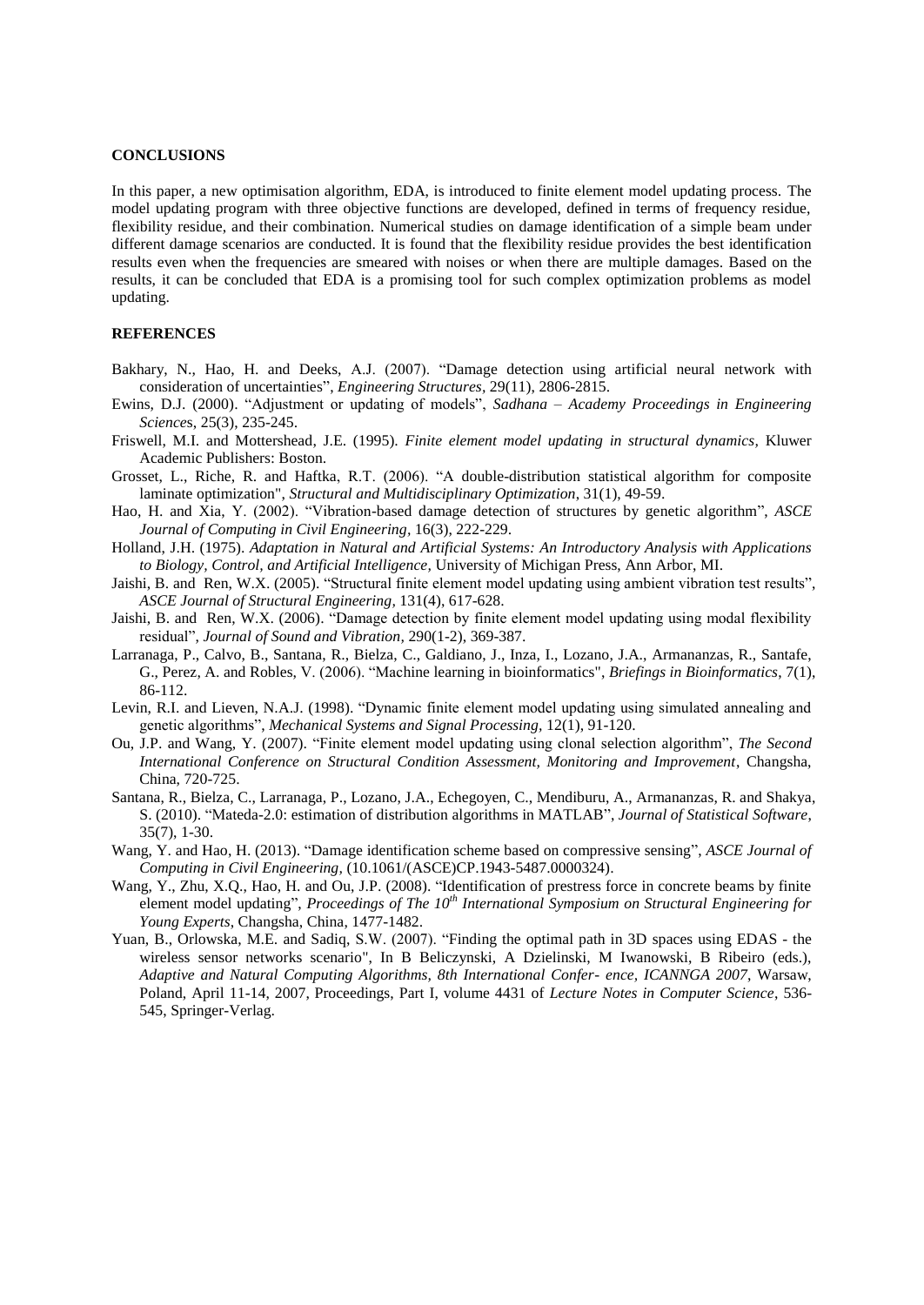## CONCLUSIONS

In this paper, a new optimisation algorithm, EDA, is introduced to finite element model updating process. The model updating program with three objective functions are developed, defined in terms of frequency residue, flexibility residue, and their combination. Numerical studies on damage identification of a simple beam under different damage scenarios are conducted. It is found that the flexibility residue provides the best identification results even when the frequencies are smeared with noises or when there are multiple damages. Based on the results, it can be concluded that EDA is a promising tool for such complex optimization problems as model updating.

## REFERENCES

Bakhary, N., Hao, H. and Deeks, A.J. (2007). "Damage detection using artificial neural network with consideration of uncertainties", *Engineering Structures*, 29(11), 2806-2815.

Ewins, D.J. (2000). "Adjustment or updating of models", *Sadhana – Academy Proceedings in Engineering Sciences*, 25(3), 235-245.

Friswell, M.I. and Mottershead, J.E. (1995). *Finite element model updating in structural dynamics*, Kluwer Academic Publishers: Boston.

Grosset, L., Riche, R. and Haftka, R.T. (2006). "A double-distribution statistical algorithm for composite laminate optimization", *Structural and Multidisciplinary Optimization*, 31(1), 49-59.

Hao, H. and Xia, Y. (2002). "Vibration-based damage detection of structures by genetic algorithm", *ASCE Journal of Computing in Civil Engineering*, 16(3), 222-229.

Holland, J.H. (1975). *Adaptation in Natural and Artificial Systems: An Introductory Analysis with Applications to Biology, Control, and Artificial Intelligence*, University of Michigan Press, Ann Arbor, MI.

Jaishi, B. and Ren, W.X. (2005). "Structural finite element model updating using ambient vibration test results", *ASCE Journal of Structural Engineering*, 131(4), 617-628.

Jaishi, B. and Ren, W.X. (2006). "Damage detection by finite element model updating using modal flexibility residual", *Journal of Sound and Vibration*, 290(1-2), 369-387.

Larranaga, P., Calvo, B., Santana, R., Bielza, C., Galdiano, J., Inza, I., Lozano, J.A., Armananzas, R., Santafe, G., Perez, A. and Robles, V. (2006). "Machine learning in bioinformatics", *Briefings in Bioinformatics*, 7(1), 86-112.

Levin, R.I. and Lieven, N.A.J. (1998). "Dynamic finite element model updating using simulated annealing and genetic algorithms", *Mechanical Systems and Signal Processing*, 12(1), 91-120.

Ou, J.P. and Wang, Y. (2007). "Finite element model updating using clonal selection algorithm", *The Second International Conference on Structural Condition Assessment, Monitoring and Improvement*, Changsha, China, 720-725.

Santana, R., Bielza, C., Larranaga, P., Lozano, J.A., Echegoyen, C., Mendiburu, A., Armananzas, R. and Shakya, S. (2010). "Mateda-2.0: estimation of distribution algorithms in MATLAB", *Journal of Statistical Software*, 35(7), 1-30.

Wang, Y. and Hao, H. (2013). "Damage identification scheme based on compressive sensing", *ASCE Journal of Computing in Civil Engineering*, (10.1061/(ASCE)CP.1943-5487.0000324).

Wang, Y., Zhu, X.Q., Hao, H. and Ou, J.P. (2008). "Identification of prestress force in concrete beams by finite element model updating", *Proceedings of The 10th International Symposium on Structural Engineering for Young Experts*, Changsha, China, 1477-1482.

Yuan, B., Orlowska, M.E. and Sadiq, S.W. (2007). "Finding the optimal path in 3D spaces using EDAS - the wireless sensor networks scenario", In B Beliczynski, A Dzielinski, M Iwanowski, B Ribeiro (eds.), *Adaptive and Natural Computing Algorithms, 8th International Confer- ence, ICANNGA 2007*, Warsaw, Poland, April 11-14, 2007, Proceedings, Part I, volume 4431 of *Lecture Notes in Computer Science*, 536-545, Springer-Verlag.